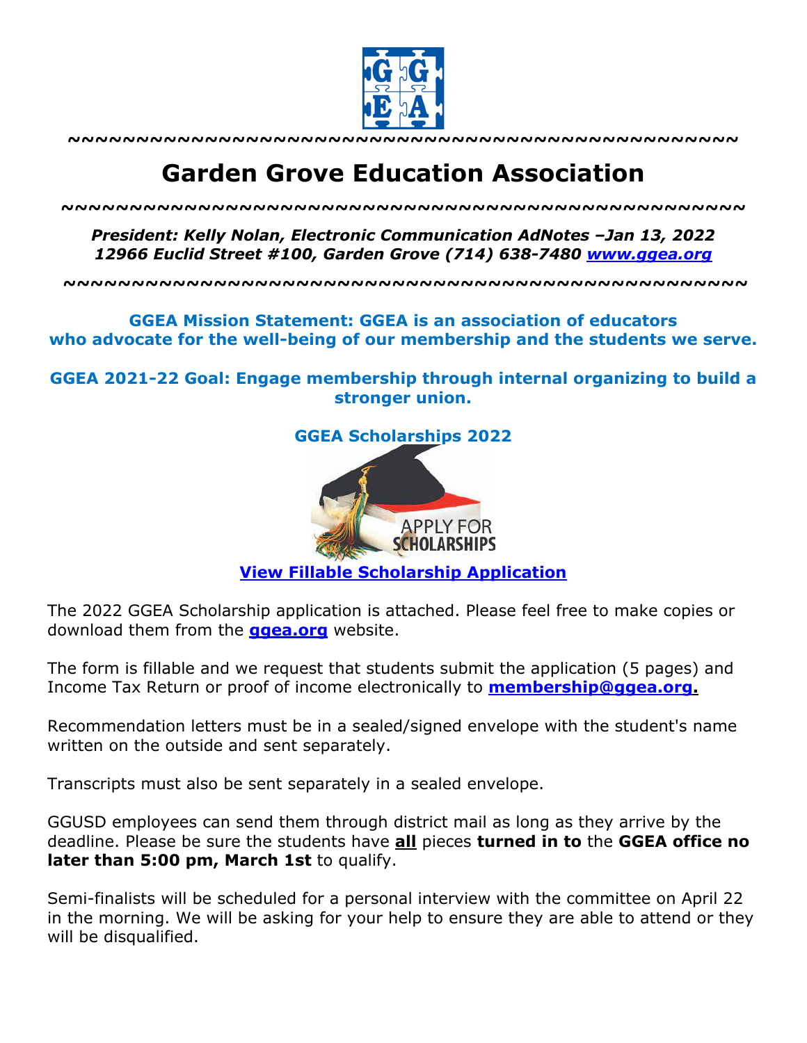~~~~~~~~~~~~~~~~~~~~~~~~~~~~~~~~~~~~~~~~~~~~~~~~

# Garden Grove Education Association

~~~~~~~~~~~~~~~~~~~~~~~~~~~~~~~~~~~~~~~~~~~~~~~~

***President: Kelly Nolan, Electronic Communication AdNotes –Jan 13, 2022***
***12966 Euclid Street #100, Garden Grove (714) 638-7480 [www.ggea.org](http://www.ggea.org)***

~~~~~~~~~~~~~~~~~~~~~~~~~~~~~~~~~~~~~~~~~~~~~~~~

**GGEA Mission Statement: GGEA is an association of educators who advocate for the well-being of our membership and the students we serve.**

**GGEA 2021-22 Goal: Engage membership through internal organizing to build a stronger union.**

## GGEA Scholarships 2022

**[View Fillable Scholarship Application]()**

The 2022 GGEA Scholarship application is attached. Please feel free to make copies or download them from the **ggea.org** website.

The form is fillable and we request that students submit the application (5 pages) and Income Tax Return or proof of income electronically to **membership@ggea.org.**

Recommendation letters must be in a sealed/signed envelope with the student's name written on the outside and sent separately.

Transcripts must also be sent separately in a sealed envelope.

GGUSD employees can send them through district mail as long as they arrive by the deadline. Please be sure the students have **all** pieces **turned in to** the **GGEA office no later than 5:00 pm, March 1st** to qualify.

Semi-finalists will be scheduled for a personal interview with the committee on April 22 in the morning. We will be asking for your help to ensure they are able to attend or they will be disqualified.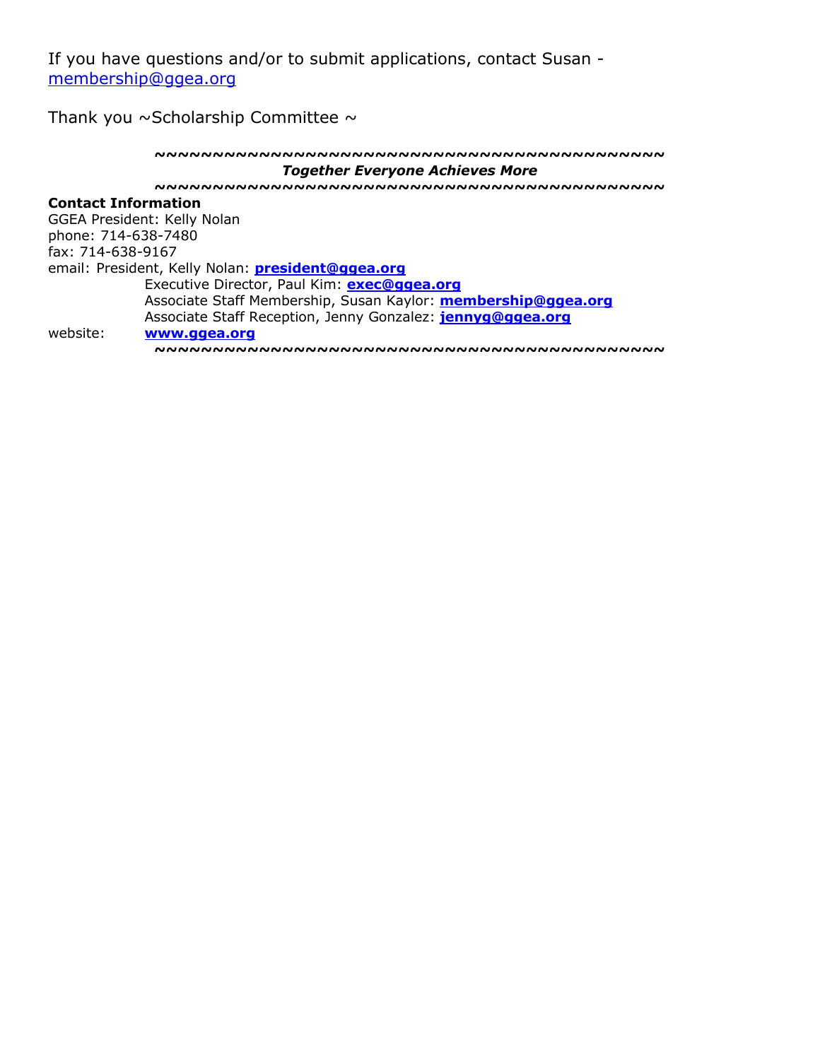If you have questions and/or to submit applications, contact Susan - membership@ggea.org

Thank you ~Scholarship Committee ~

~~~~~~~~~~~~~~~~~~~~~~~~~~~~~~~~~~~~~~~~~~~~~~
***Together Everyone Achieves More***
~~~~~~~~~~~~~~~~~~~~~~~~~~~~~~~~~~~~~~~~~~~~~~

**Contact Information**
GGEA President: Kelly Nolan
phone: 714-638-7480
fax: 714-638-9167
email: President, Kelly Nolan: **president@ggea.org**
Executive Director, Paul Kim: **exec@ggea.org**
Associate Staff Membership, Susan Kaylor: **membership@ggea.org**
Associate Staff Reception, Jenny Gonzalez: **jennyg@ggea.org**
website: **www.ggea.org**
~~~~~~~~~~~~~~~~~~~~~~~~~~~~~~~~~~~~~~~~~~~~~~